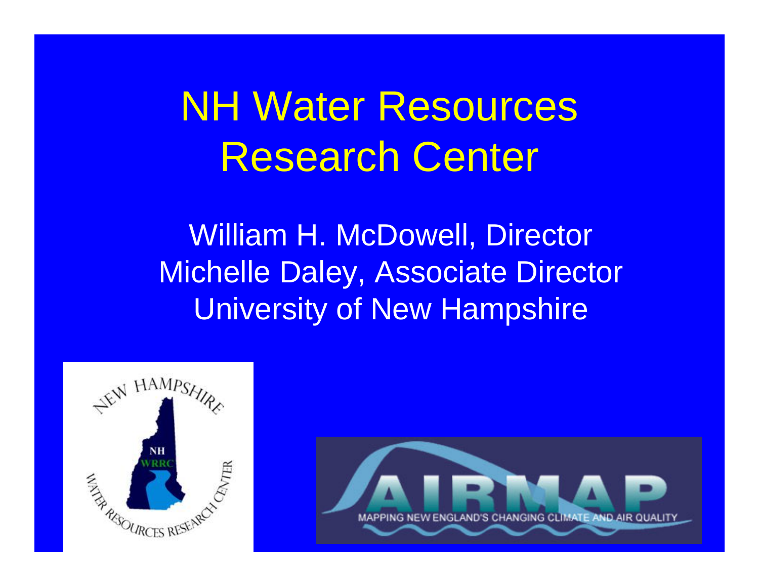# NH Water Resources Research Center

William H. McDowell, Director
Michelle Daley, Associate Director
University of New Hampshire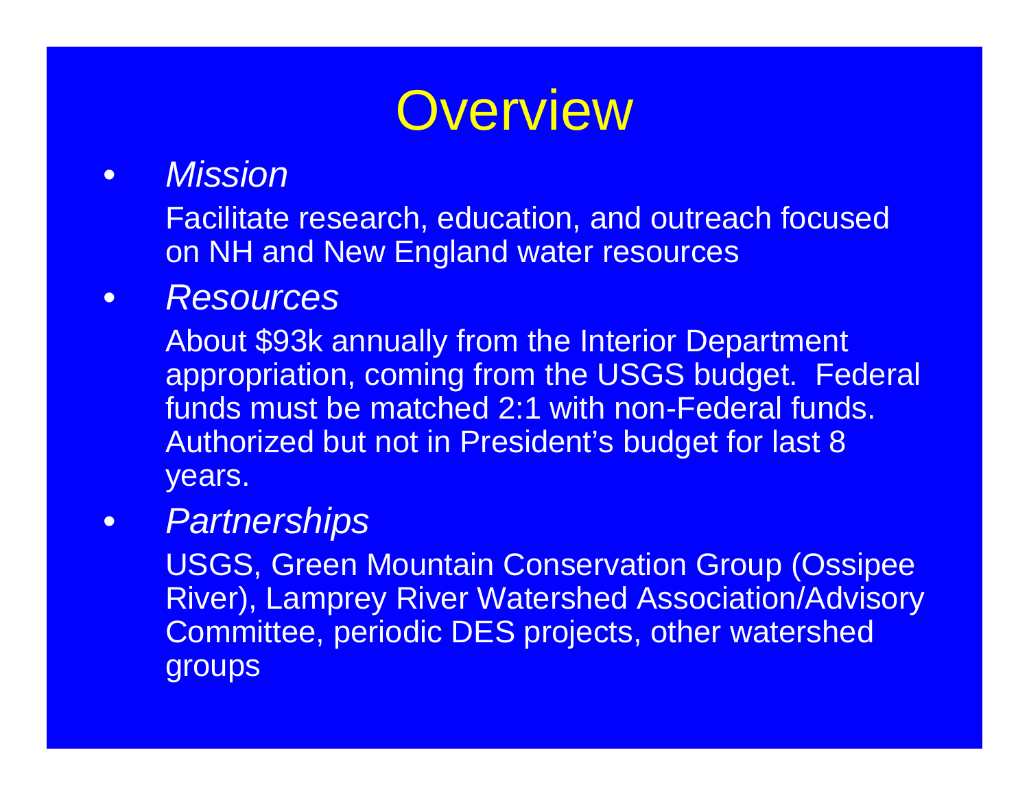# Overview

- *Mission*

  Facilitate research, education, and outreach focused on NH and New England water resources

- *Resources*

  About $93k annually from the Interior Department appropriation, coming from the USGS budget. Federal funds must be matched 2:1 with non-Federal funds. Authorized but not in President's budget for last 8 years.

- *Partnerships*

  USGS, Green Mountain Conservation Group (Ossipee River), Lamprey River Watershed Association/Advisory Committee, periodic DES projects, other watershed groups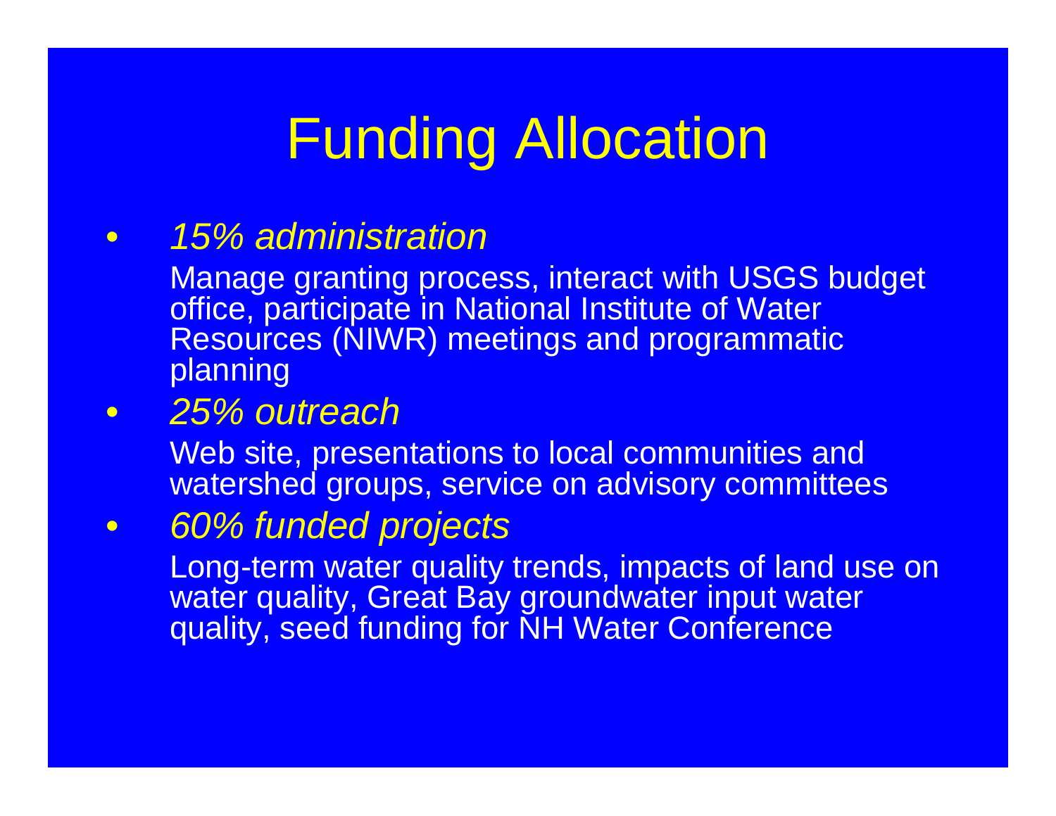# Funding Allocation

- *15% administration*

  Manage granting process, interact with USGS budget office, participate in National Institute of Water Resources (NIWR) meetings and programmatic planning

- *25% outreach*

  Web site, presentations to local communities and watershed groups, service on advisory committees

- *60% funded projects*

  Long-term water quality trends, impacts of land use on water quality, Great Bay groundwater input water quality, seed funding for NH Water Conference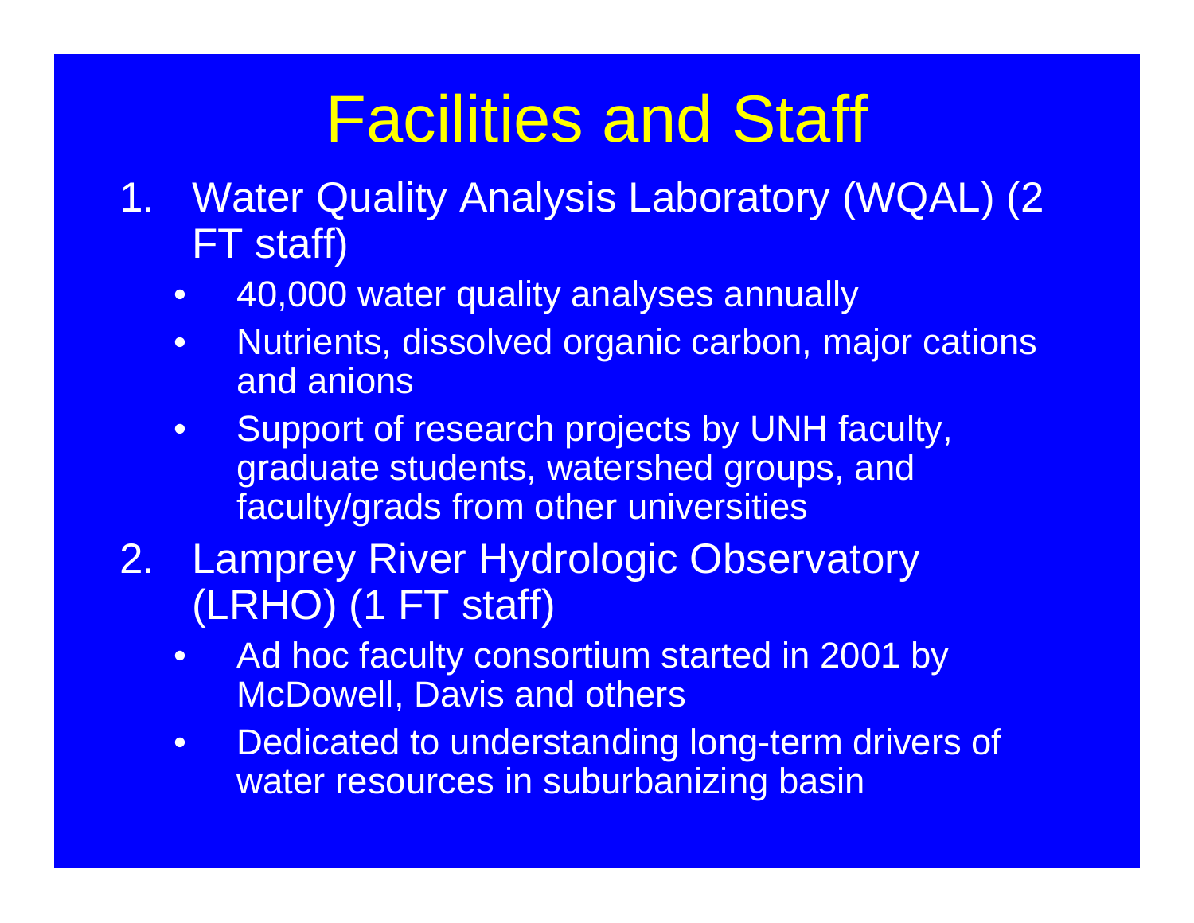# Facilities and Staff

1. Water Quality Analysis Laboratory (WQAL) (2 FT staff)
   - 40,000 water quality analyses annually
   - Nutrients, dissolved organic carbon, major cations and anions
   - Support of research projects by UNH faculty, graduate students, watershed groups, and faculty/grads from other universities
2. Lamprey River Hydrologic Observatory (LRHO) (1 FT staff)
   - Ad hoc faculty consortium started in 2001 by McDowell, Davis and others
   - Dedicated to understanding long-term drivers of water resources in suburbanizing basin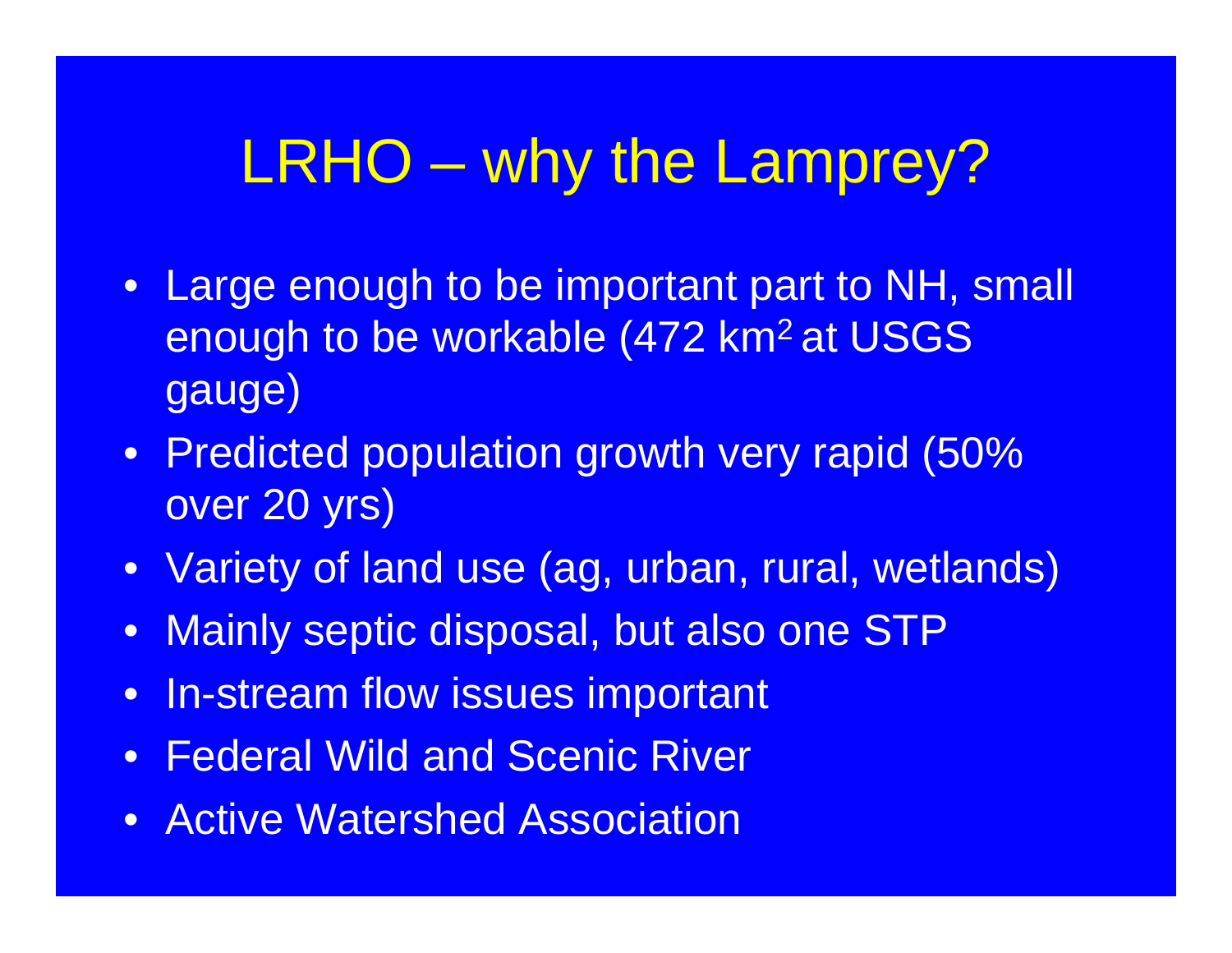# LRHO – why the Lamprey?

- Large enough to be important part to NH, small enough to be workable (472 $km^2$ at USGS gauge)
- Predicted population growth very rapid (50% over 20 yrs)
- Variety of land use (ag, urban, rural, wetlands)
- Mainly septic disposal, but also one STP
- In-stream flow issues important
- Federal Wild and Scenic River
- Active Watershed Association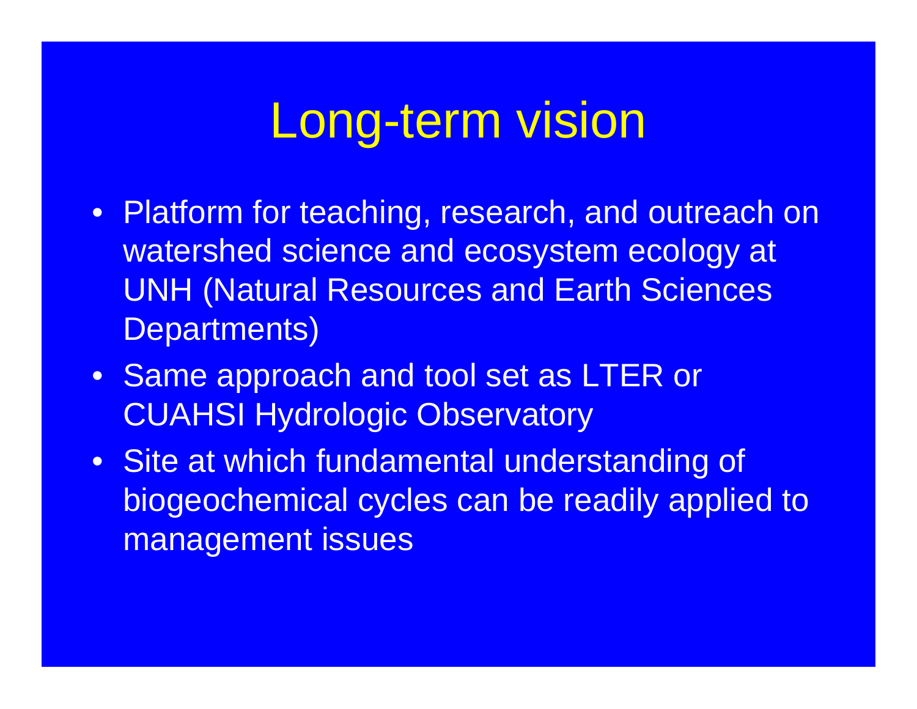# Long-term vision

- Platform for teaching, research, and outreach on watershed science and ecosystem ecology at UNH (Natural Resources and Earth Sciences Departments)
- Same approach and tool set as LTER or CUAHSI Hydrologic Observatory
- Site at which fundamental understanding of biogeochemical cycles can be readily applied to management issues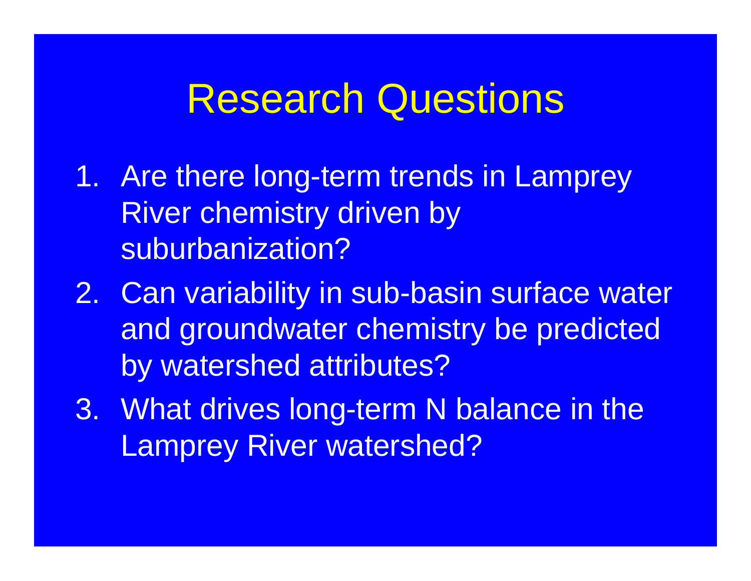# Research Questions

1. Are there long-term trends in Lamprey River chemistry driven by suburbanization?
2. Can variability in sub-basin surface water and groundwater chemistry be predicted by watershed attributes?
3. What drives long-term N balance in the Lamprey River watershed?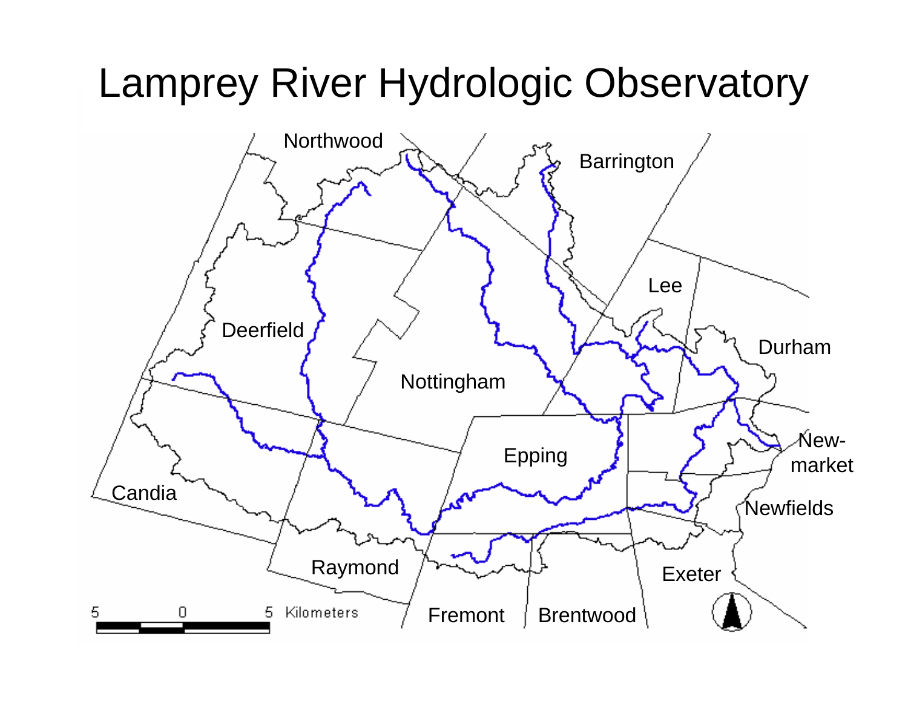# Lamprey River Hydrologic Observatory

Northwood

Barrington

Lee

Durham

Deerfield

Nottingham

Epping

New-
market

Newfields

Candia

Raymond

Exeter

Fremont

Brentwood

5 0 5 Kilometers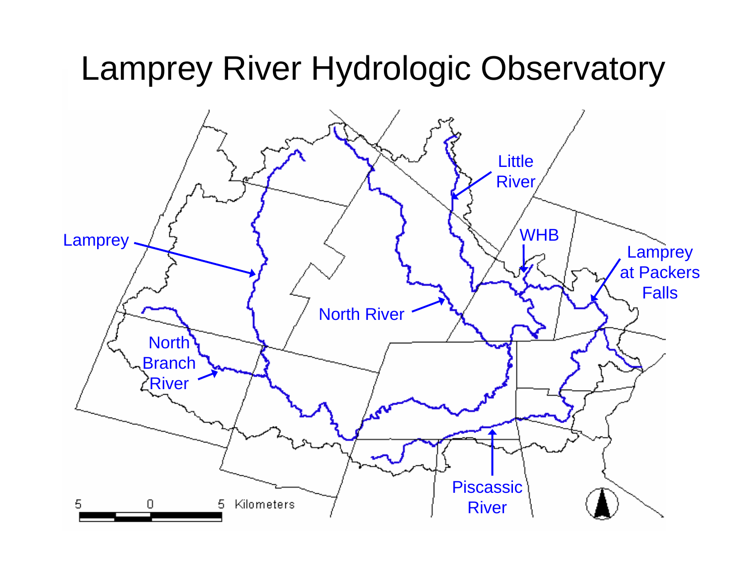# Lamprey River Hydrologic Observatory

Lamprey

North River

Little River

WHB

Lamprey at Packers Falls

North Branch River

Piscassic River

5 0 5 Kilometers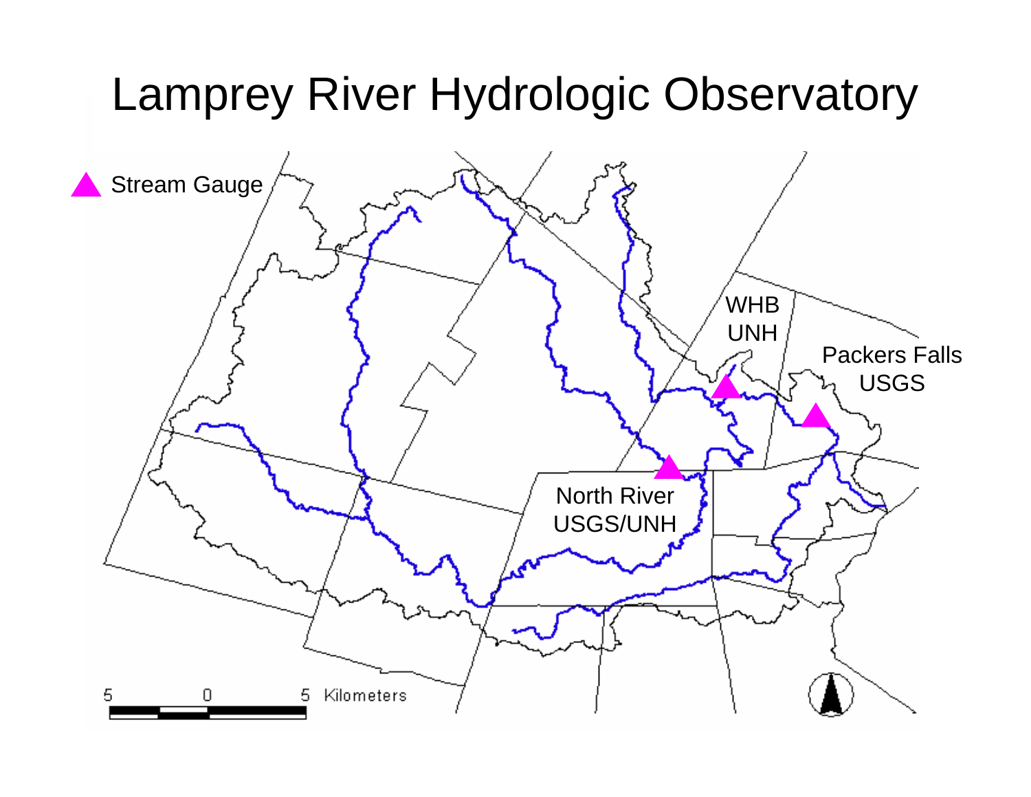# Lamprey River Hydrologic Observatory

Stream Gauge

WHB UNH

Packers Falls USGS

North River USGS/UNH

5 0 5 Kilometers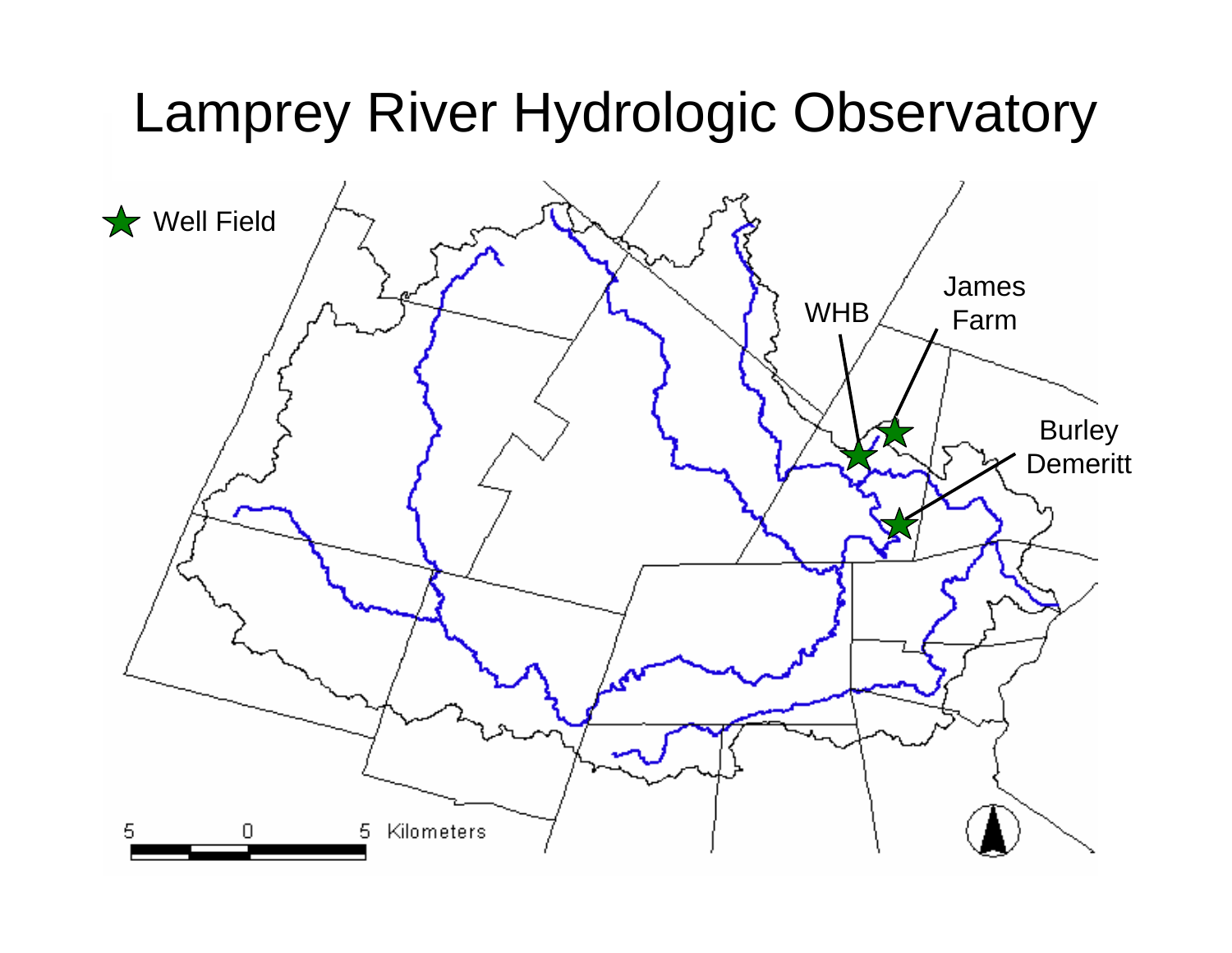# Lamprey River Hydrologic Observatory

★ Well Field

WHB

James Farm

Burley Demeritt

5 0 5 Kilometers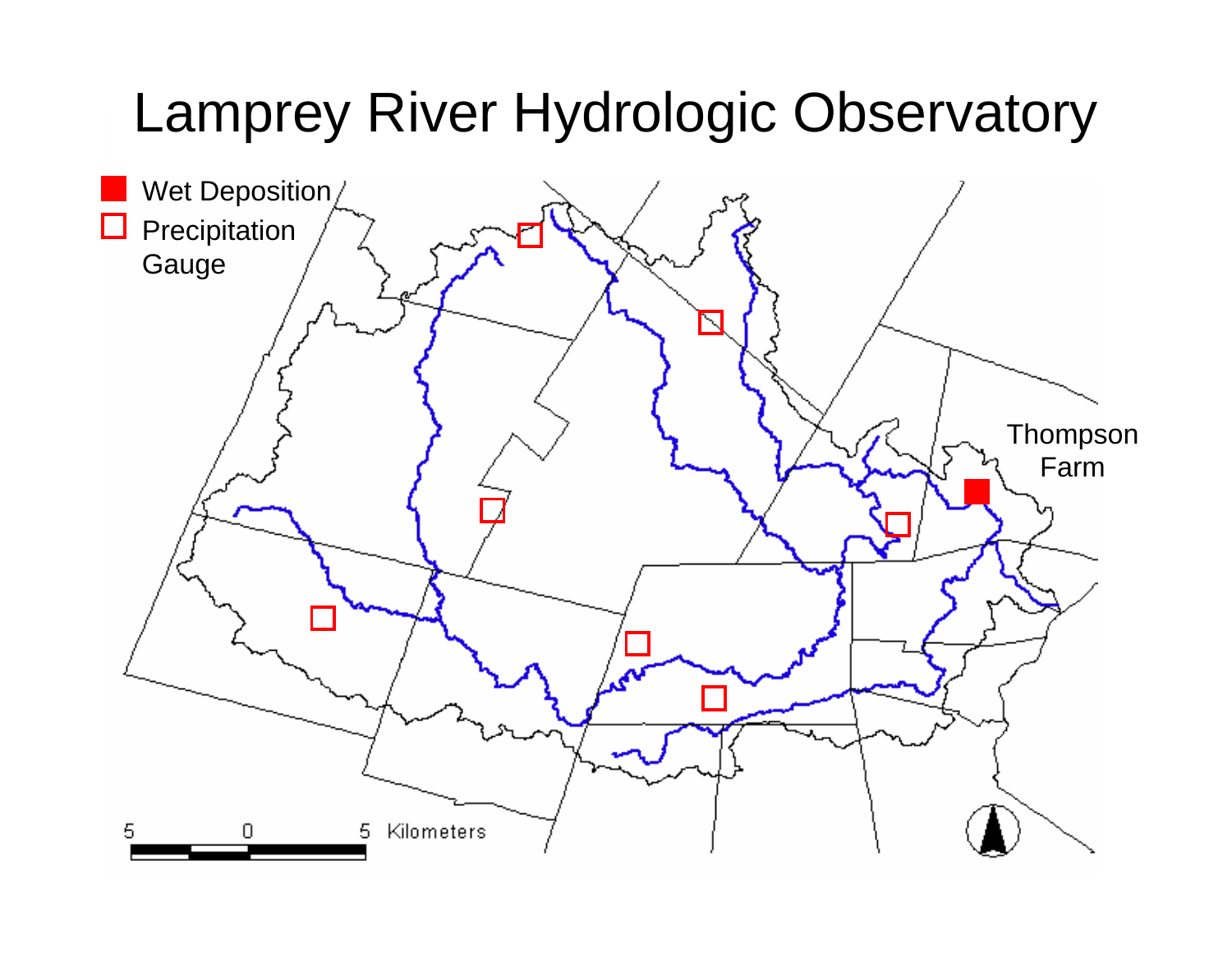# Lamprey River Hydrologic Observatory

- Wet Deposition
- Precipitation Gauge

Thompson Farm

5 0 5 Kilometers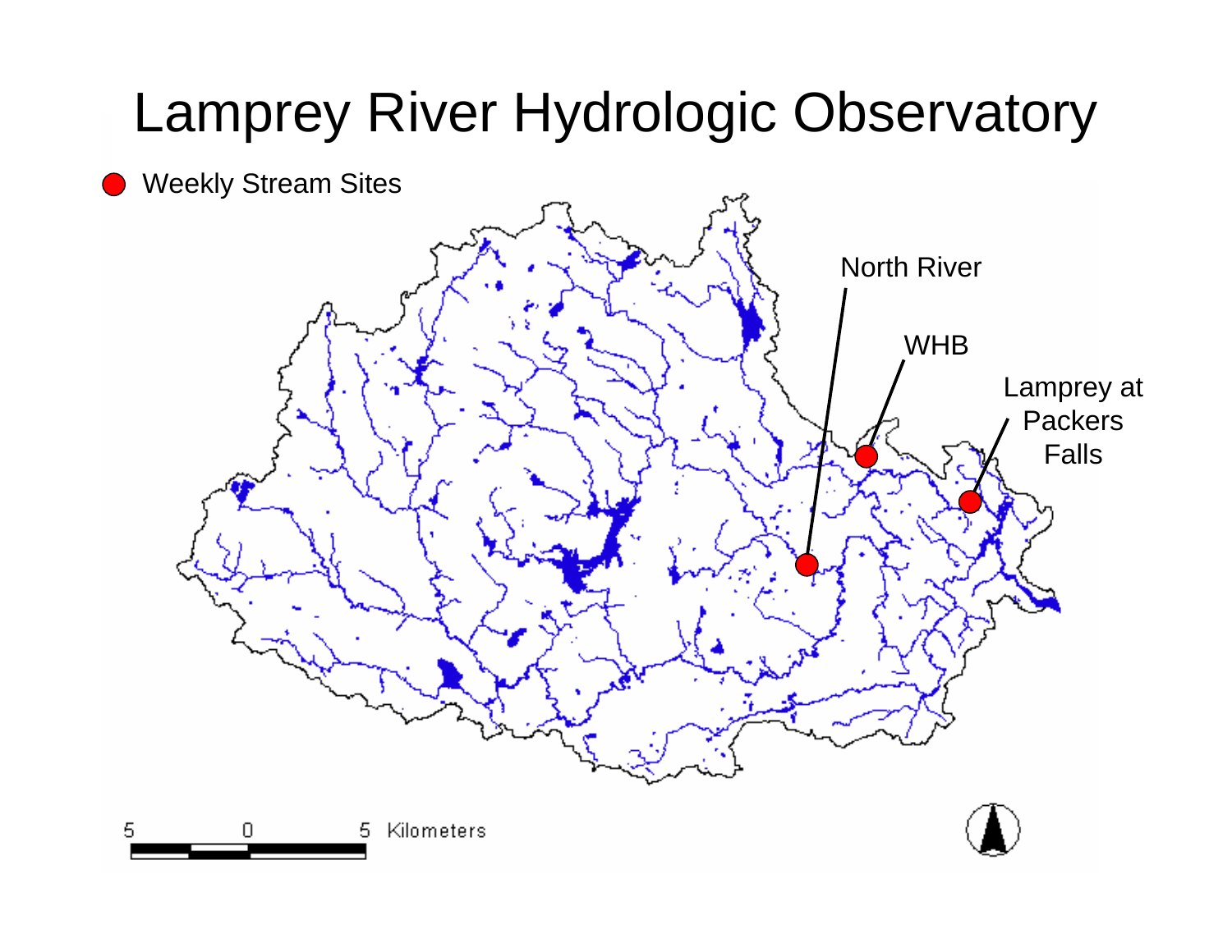# Lamprey River Hydrologic Observatory

Weekly Stream Sites

North River

WHB

Lamprey at Packers Falls

5 0 5 Kilometers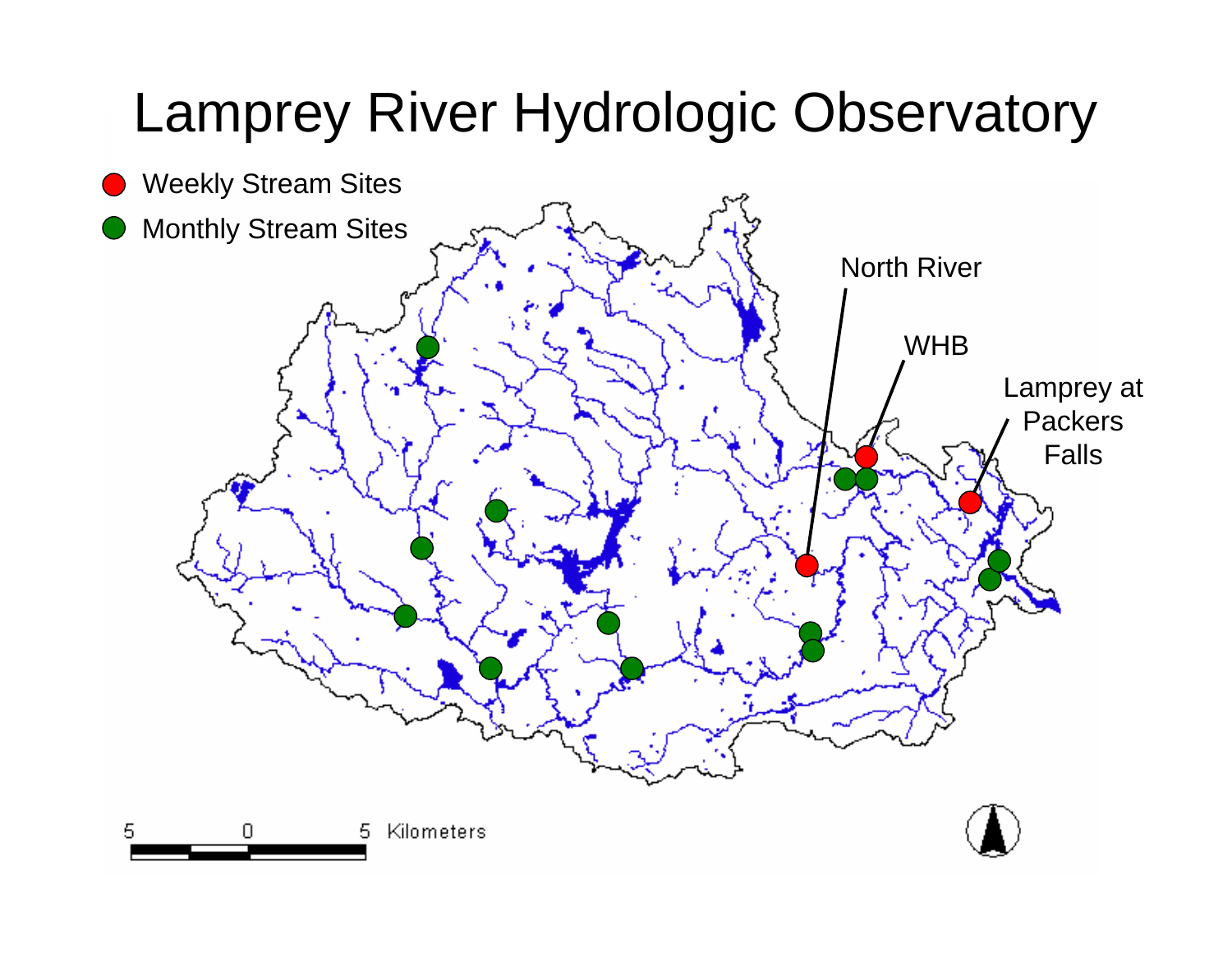# Lamprey River Hydrologic Observatory

- Weekly Stream Sites
- Monthly Stream Sites

North River

WHB

Lamprey at Packers Falls

5 0 5 Kilometers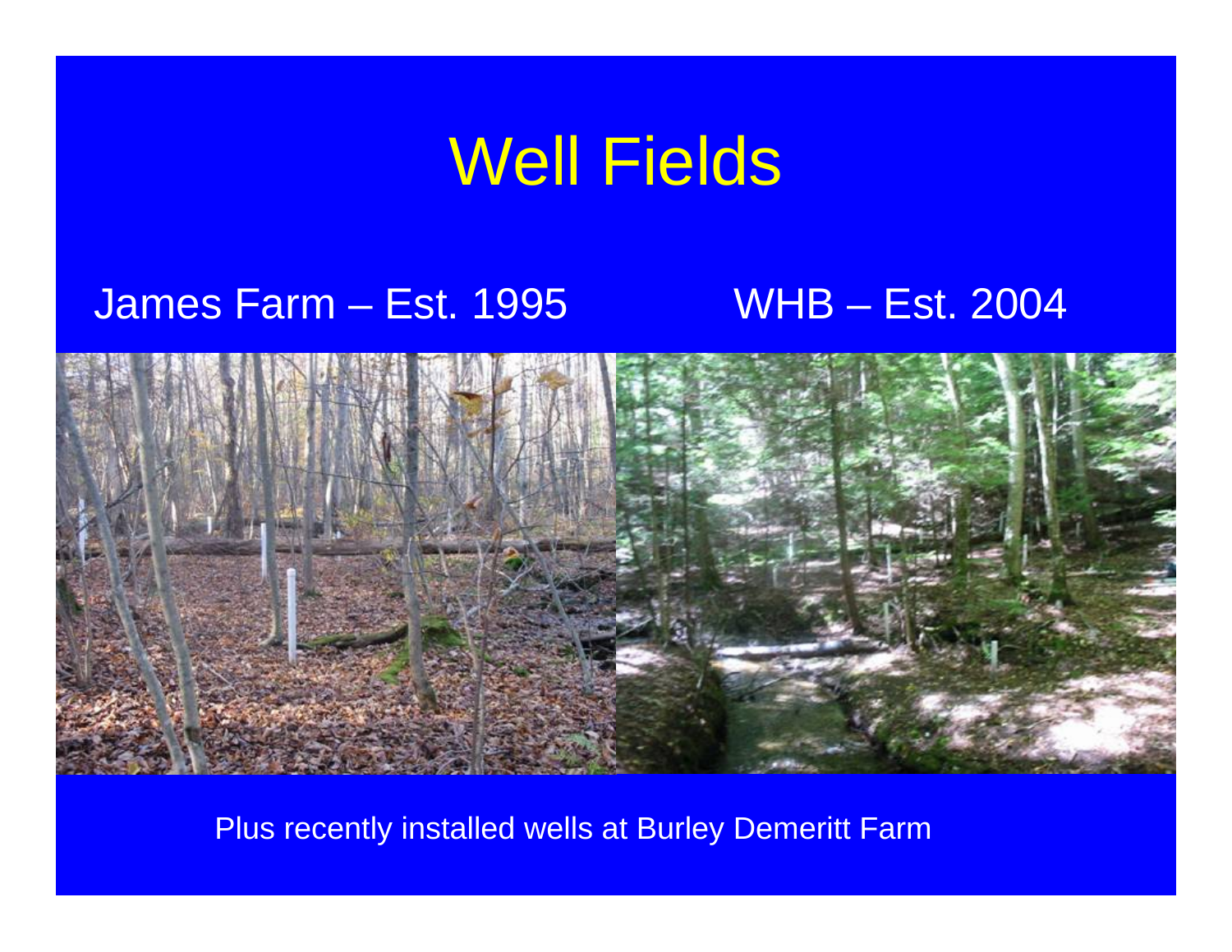# Well Fields

James Farm – Est. 1995

WHB – Est. 2004

Plus recently installed wells at Burley Demeritt Farm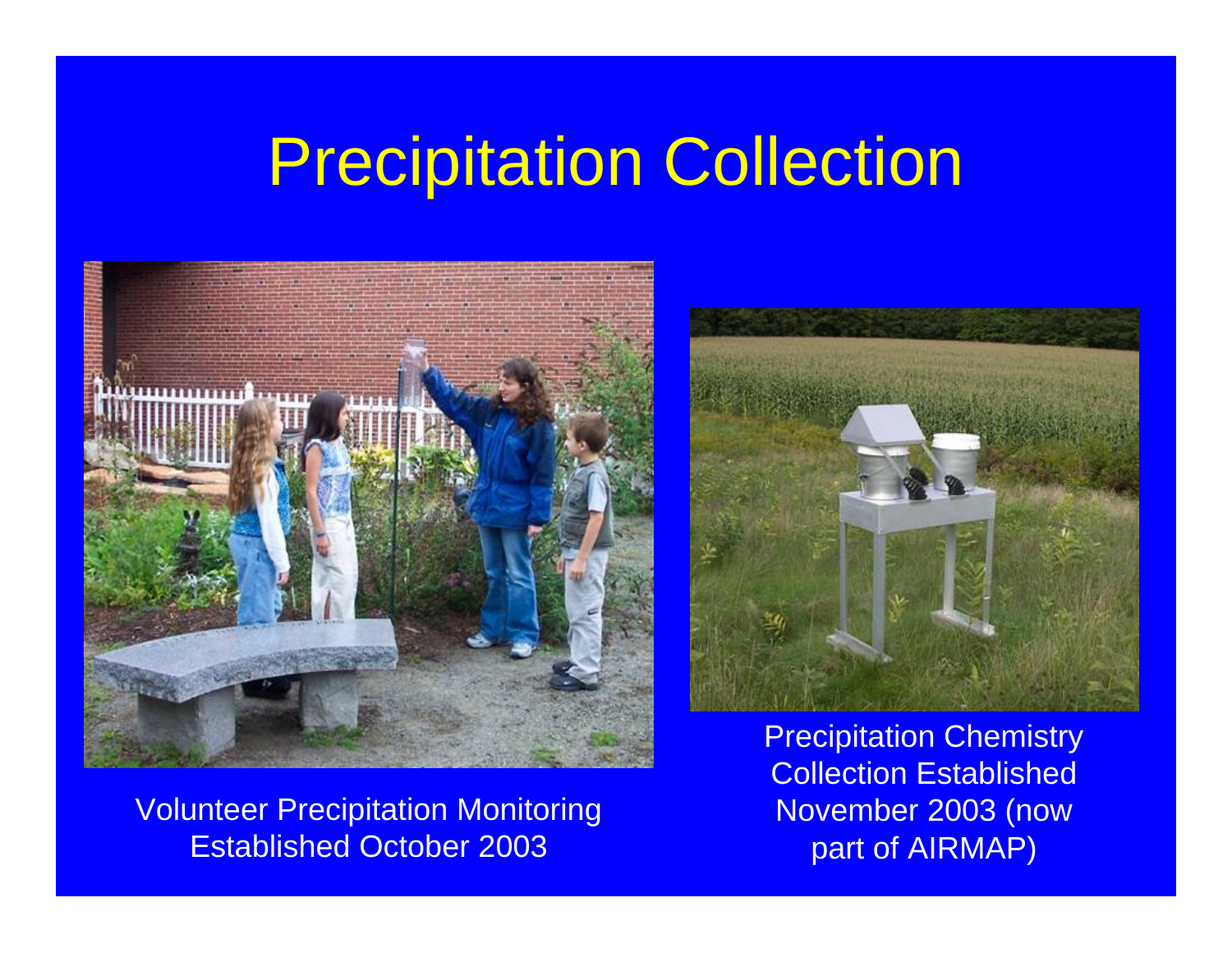# Precipitation Collection

Volunteer Precipitation Monitoring Established October 2003

Precipitation Chemistry Collection Established November 2003 (now part of AIRMAP)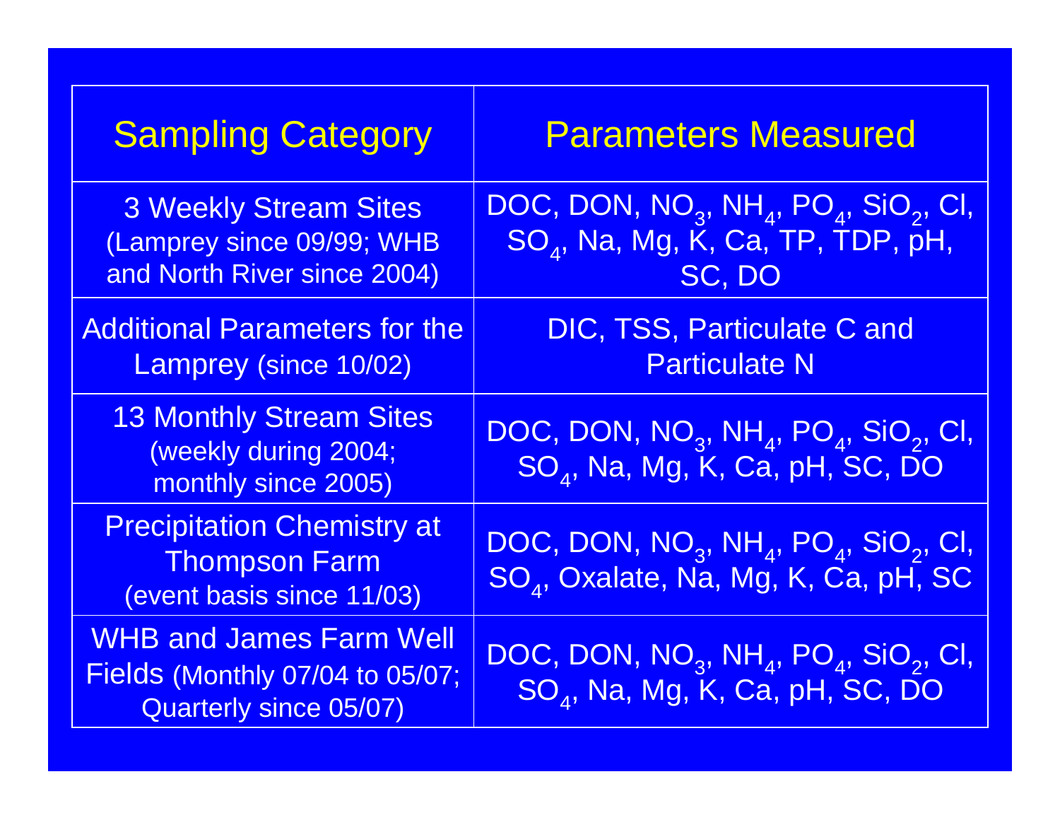| Sampling Category | Parameters Measured |
|---|---|
| 3 Weekly Stream Sites (Lamprey since 09/99; WHB and North River since 2004) | DOC, DON, $NO_3$, $NH_4$, $PO_4$, $SiO_2$, Cl, $SO_4$, Na, Mg, K, Ca, TP, TDP, pH, SC, DO |
| Additional Parameters for the Lamprey (since 10/02) | DIC, TSS, Particulate C and Particulate N |
| 13 Monthly Stream Sites (weekly during 2004; monthly since 2005) | DOC, DON, $NO_3$, $NH_4$, $PO_4$, $SiO_2$, Cl, $SO_4$, Na, Mg, K, Ca, pH, SC, DO |
| Precipitation Chemistry at Thompson Farm (event basis since 11/03) | DOC, DON, $NO_3$, $NH_4$, $PO_4$, $SiO_2$, Cl, $SO_4$, Oxalate, Na, Mg, K, Ca, pH, SC |
| WHB and James Farm Well Fields (Monthly 07/04 to 05/07; Quarterly since 05/07) | DOC, DON, $NO_3$, $NH_4$, $PO_4$, $SiO_2$, Cl, $SO_4$, Na, Mg, K, Ca, pH, SC, DO |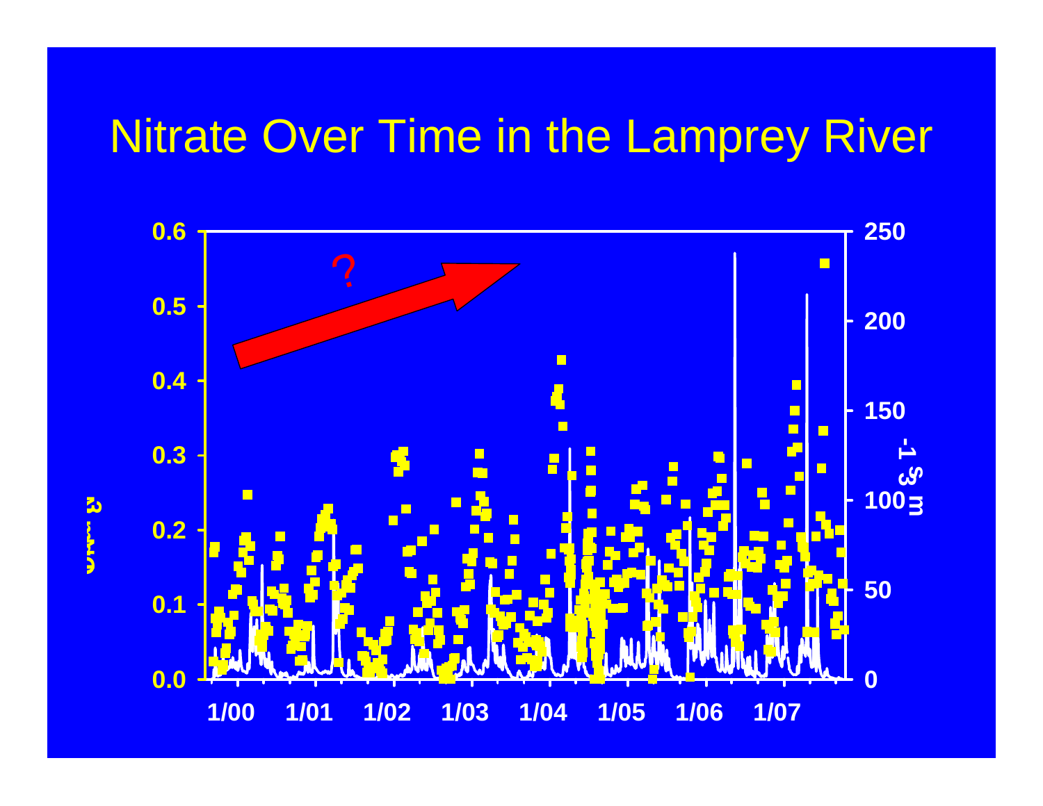# Nitrate Over Time in the Lamprey River

?

0.6
0.5
0.4
0.3
0.2
0.1
0.0

250
200
150
100
50
0

$m^3 s^{-1}$

1/00 1/01 1/02 1/03 1/04 1/05 1/06 1/07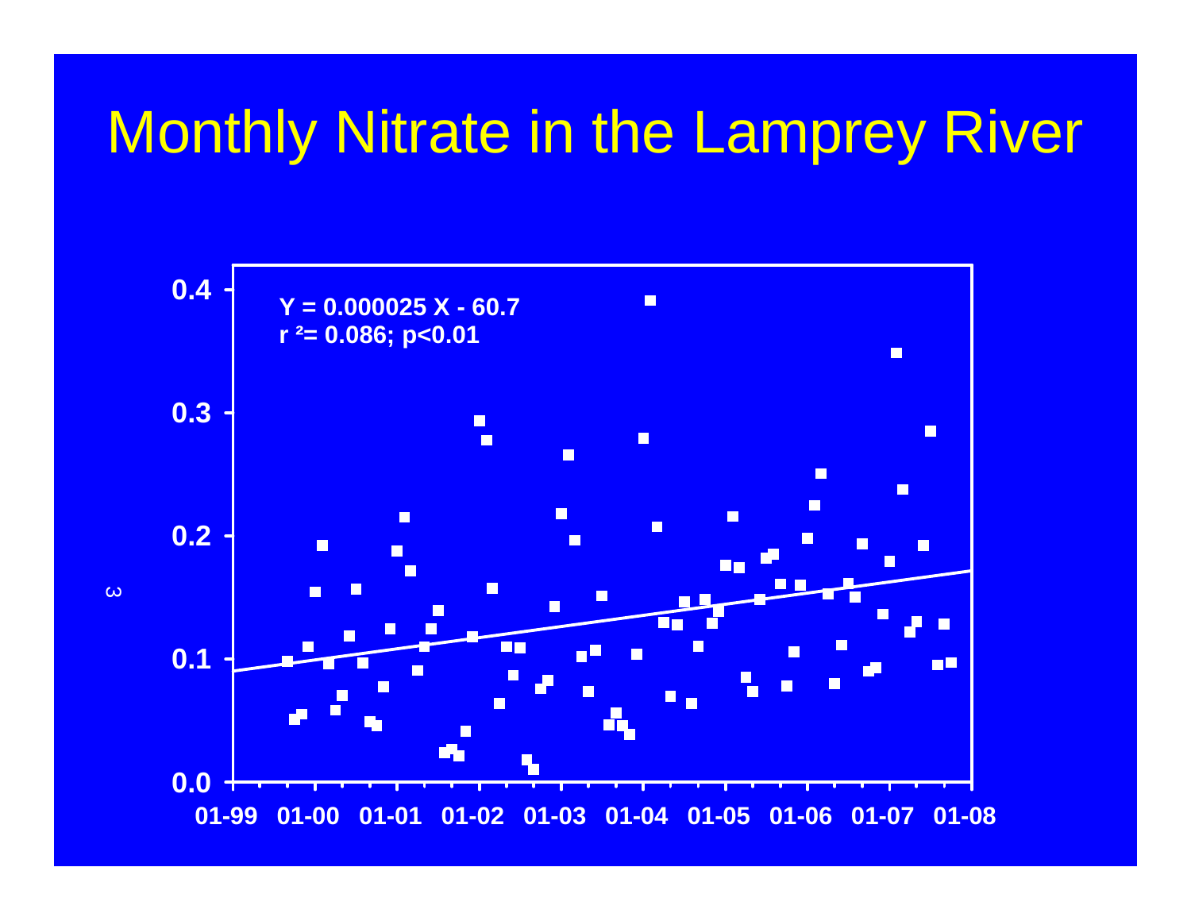# Monthly Nitrate in the Lamprey River

Y = 0.000025 X - 60.7

$r^2 = 0.086$; $p<0.01$

0.4

0.3

0.2

0.1

0.0

01-99 01-00 01-01 01-02 01-03 01-04 01-05 01-06 01-07 01-08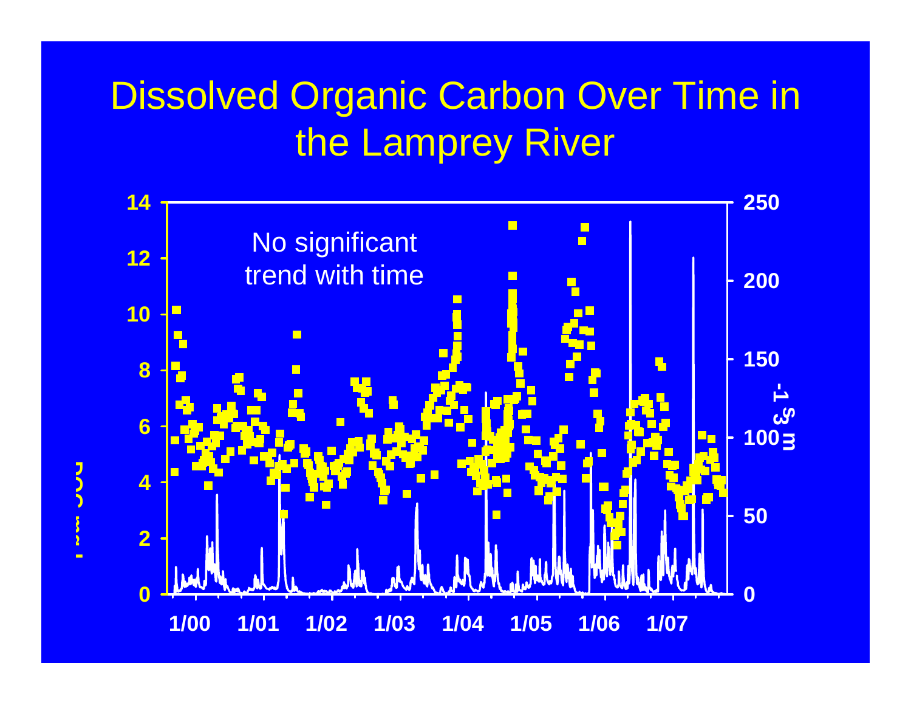# Dissolved Organic Carbon Over Time in the Lamprey River

No significant trend with time

1/00 1/01 1/02 1/03 1/04 1/05 1/06 1/07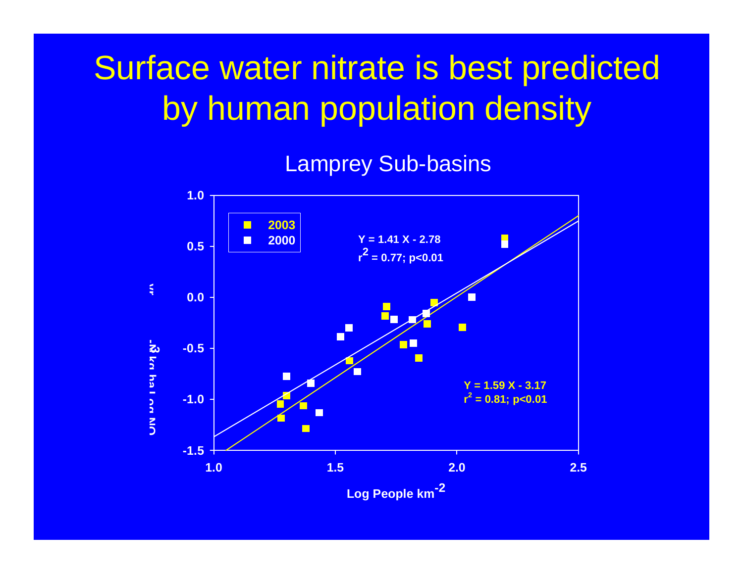# Surface water nitrate is best predicted by human population density

Lamprey Sub-basins

| | |
|---|---|
| 2003 | Y = 1.59 X - 3.17; $r^2$ = 0.81; p<0.01 |
| 2000 | Y = 1.41 X - 2.78; $r^2$ = 0.77; p<0.01 |

Y-axis: Log $NO_3$ ...

X-axis: Log People $km^{-2}$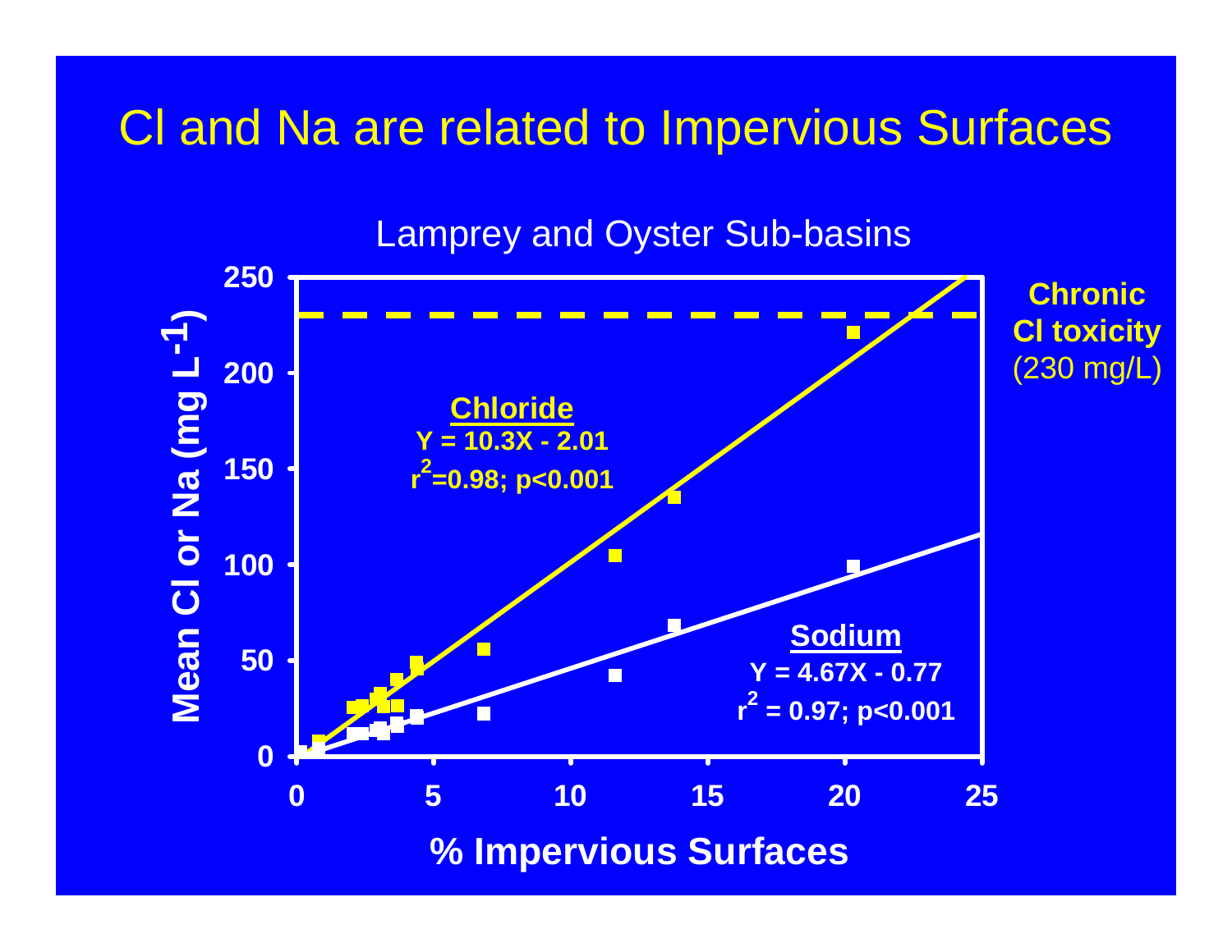# Cl and Na are related to Impervious Surfaces

Lamprey and Oyster Sub-basins

**Chloride**
**$Y = 10.3X - 2.01$**
**$r^2=0.98; p<0.001$**

**Sodium**
**$Y = 4.67X - 0.77$**
**$r^2 = 0.97; p<0.001$**

**Chronic Cl toxicity** (230 mg/L)

**Mean Cl or Na (mg $L^{-1}$)**

**% Impervious Surfaces**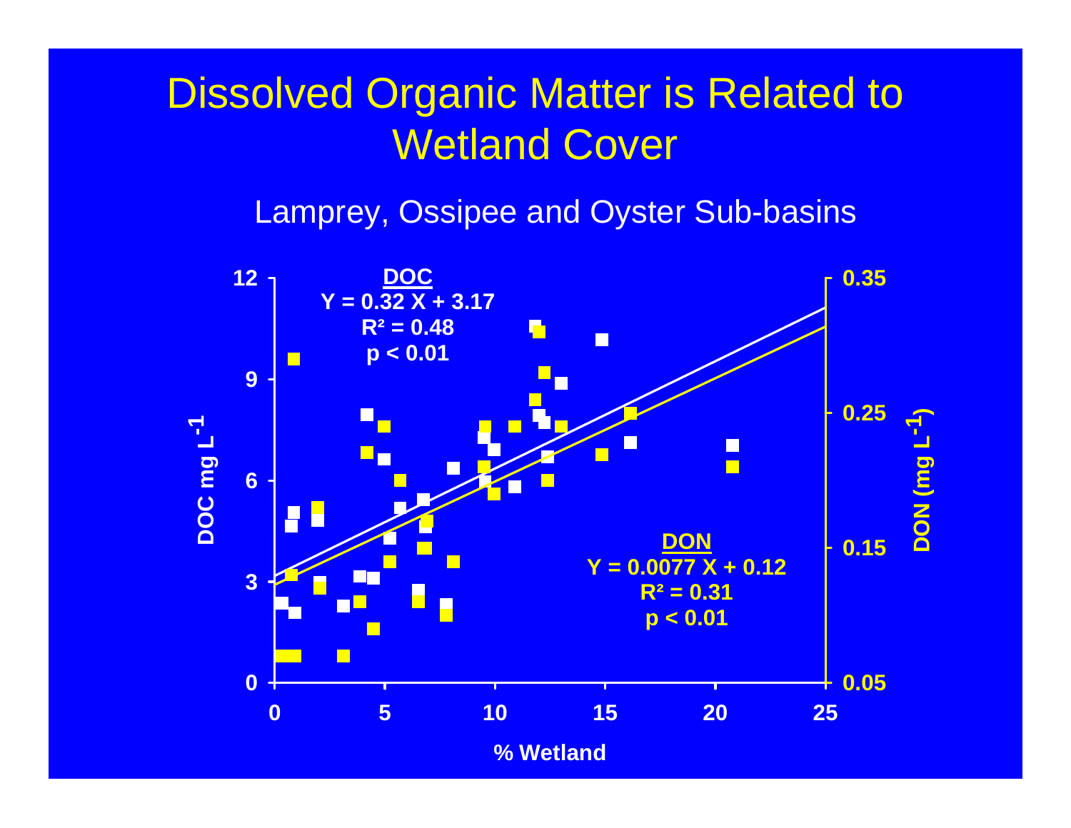# Dissolved Organic Matter is Related to Wetland Cover

Lamprey, Ossipee and Oyster Sub-basins

**DOC**
$Y = 0.32 X + 3.17$
$R^2 = 0.48$
$p < 0.01$

**DON**
$Y = 0.0077 X + 0.12$
$R^2 = 0.31$
$p < 0.01$

DOC mg $L^{-1}$

DON (mg $L^{-1}$)

% Wetland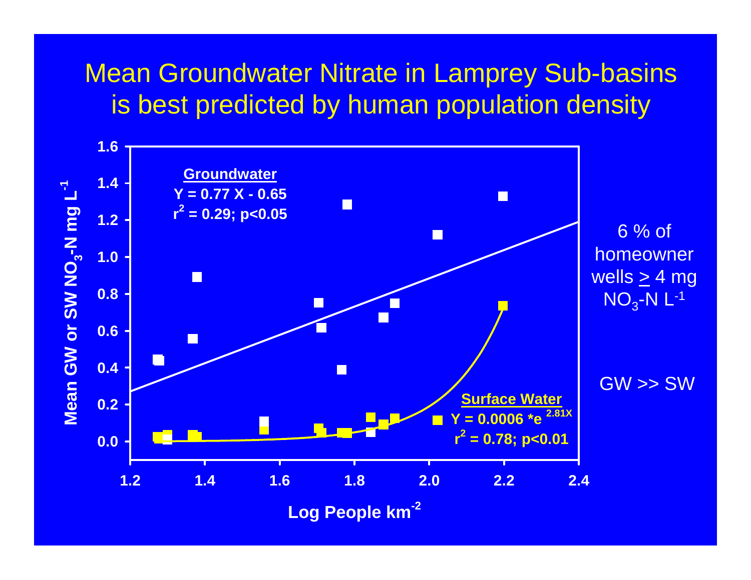# Mean Groundwater Nitrate in Lamprey Sub-basins is best predicted by human population density

**Groundwater**
**Y = 0.77 X - 0.65**
**$r^2$ = 0.29; p<0.05**

**Surface Water**
**Y = 0.0006 \*e $^{2.81X}$**
**$r^2$ = 0.78; p<0.01**

Y-axis: **Mean GW or SW $NO_3$-N mg $L^{-1}$**

X-axis: **Log People $km^{-2}$**

6 % of homeowner wells $\geq$ 4 mg $NO_3$-N $L^{-1}$

GW >> SW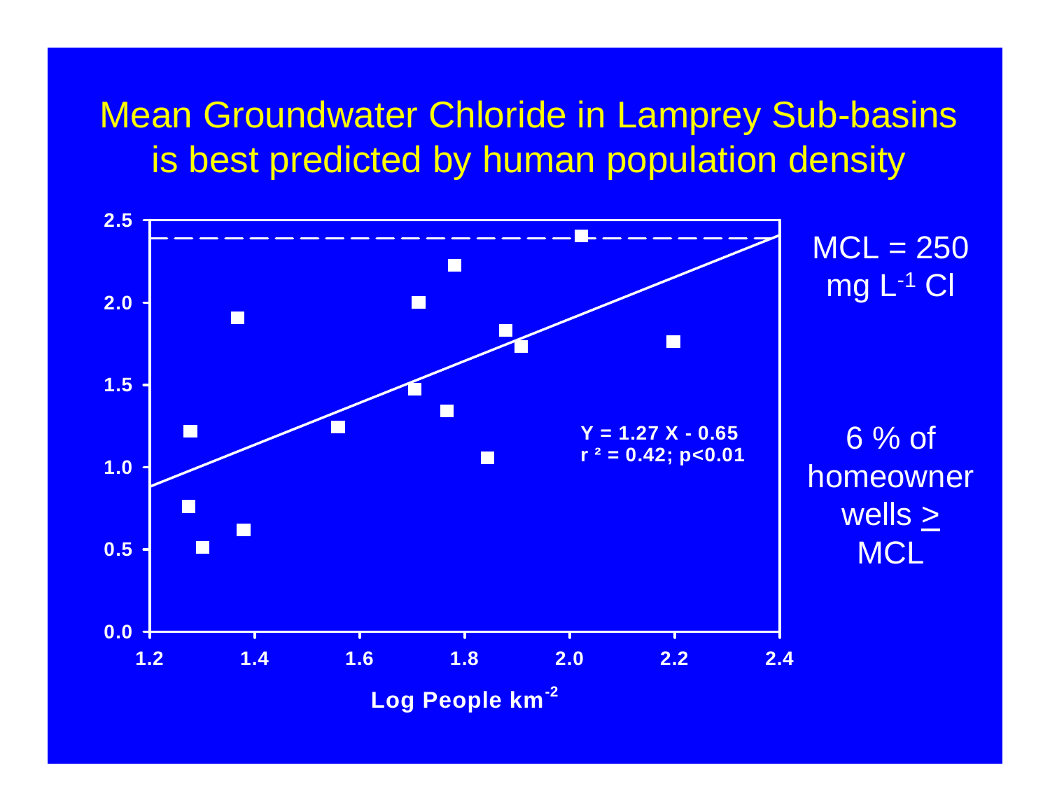# Mean Groundwater Chloride in Lamprey Sub-basins is best predicted by human population density

$Y = 1.27X - 0.65$

$r^2 = 0.42$; $p<0.01$

Log People $km^{-2}$

MCL = 250 mg $L^{-1}$ Cl

6 % of homeowner wells ≥ MCL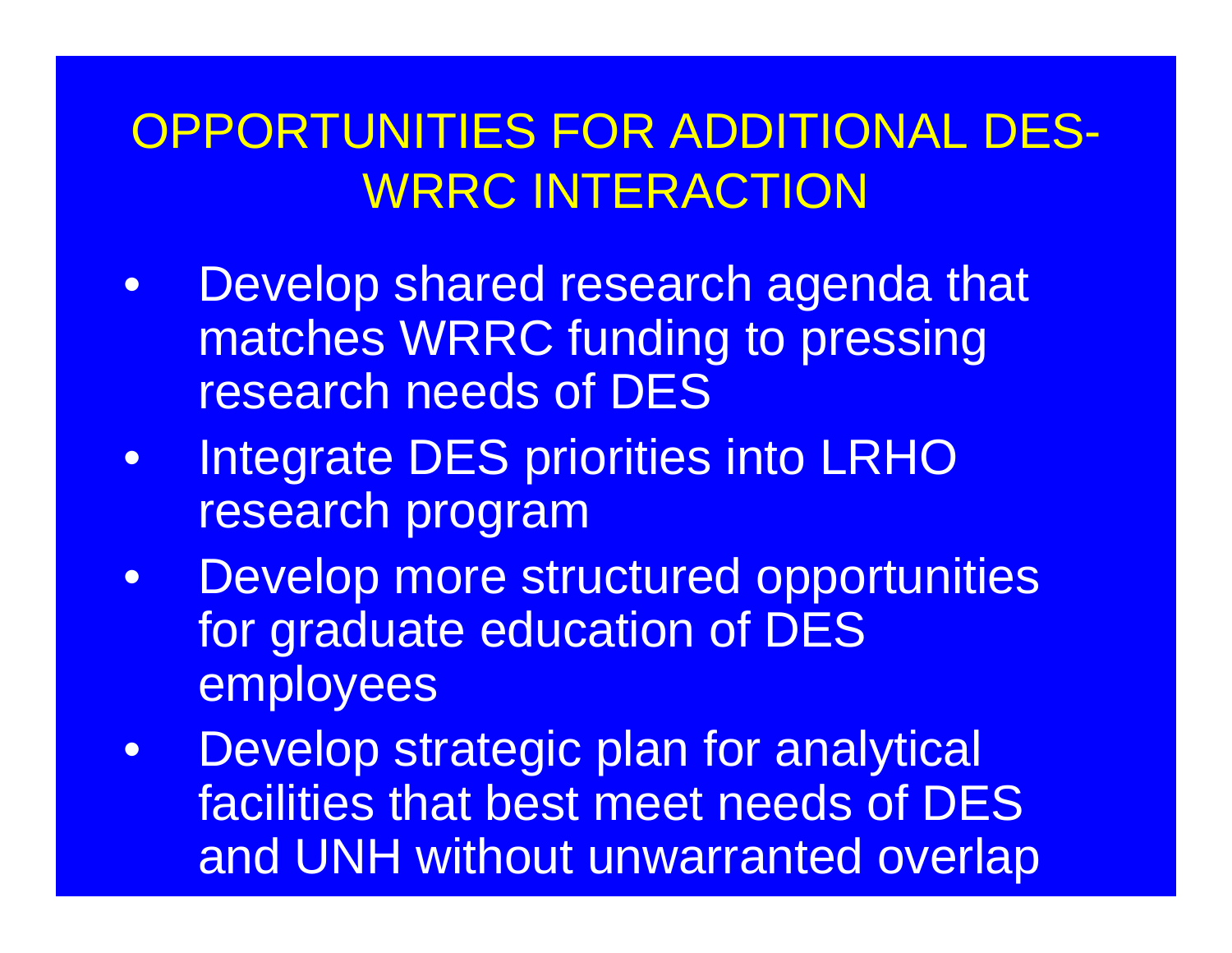# OPPORTUNITIES FOR ADDITIONAL DES-WRRC INTERACTION

- Develop shared research agenda that matches WRRC funding to pressing research needs of DES
- Integrate DES priorities into LRHO research program
- Develop more structured opportunities for graduate education of DES employees
- Develop strategic plan for analytical facilities that best meet needs of DES and UNH without unwarranted overlap